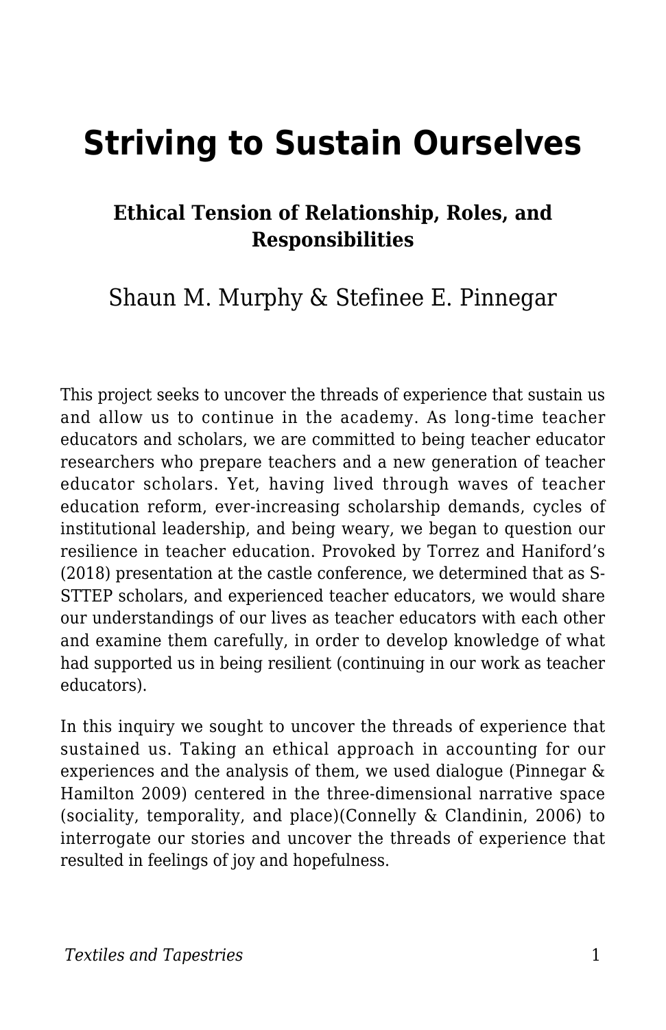# Striving to Sustain Ourselves

### Ethical Tension of Relationship, Roles, and Responsibilities

Shaun M. Murphy & Stefinee E. Pinnegar

This project seeks to uncover the threads of experience that sustain us and allow us to continue in the academy. As long-time teacher educators and scholars, we are committed to being teacher educator researchers who prepare teachers and a new generation of teacher educator scholars. Yet, having lived through waves of teacher education reform, ever-increasing scholarship demands, cycles of institutional leadership, and being weary, we began to question our resilience in teacher education. Provoked by Torrez and Haniford's (2018) presentation at the castle conference, we determined that as S-STTEP scholars, and experienced teacher educators, we would share our understandings of our lives as teacher educators with each other and examine them carefully, in order to develop knowledge of what had supported us in being resilient (continuing in our work as teacher educators).

In this inquiry we sought to uncover the threads of experience that sustained us. Taking an ethical approach in accounting for our experiences and the analysis of them, we used dialogue (Pinnegar & Hamilton 2009) centered in the three-dimensional narrative space (sociality, temporality, and place)(Connelly & Clandinin, 2006) to interrogate our stories and uncover the threads of experience that resulted in feelings of joy and hopefulness.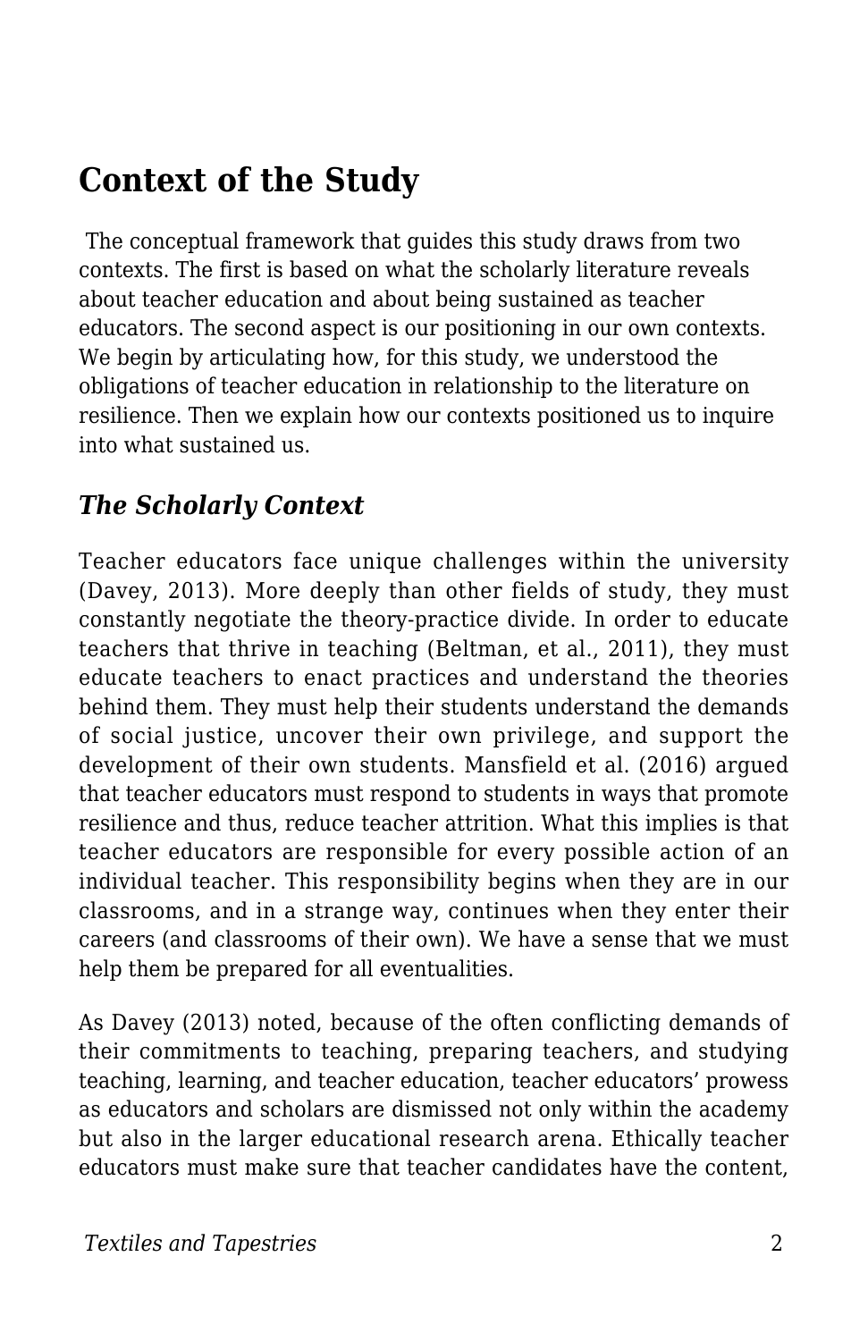## Context of the Study

The conceptual framework that guides this study draws from two contexts. The first is based on what the scholarly literature reveals about teacher education and about being sustained as teacher educators. The second aspect is our positioning in our own contexts. We begin by articulating how, for this study, we understood the obligations of teacher education in relationship to the literature on resilience. Then we explain how our contexts positioned us to inquire into what sustained us.

### *The Scholarly Context*

Teacher educators face unique challenges within the university (Davey, 2013). More deeply than other fields of study, they must constantly negotiate the theory-practice divide. In order to educate teachers that thrive in teaching (Beltman, et al., 2011), they must educate teachers to enact practices and understand the theories behind them. They must help their students understand the demands of social justice, uncover their own privilege, and support the development of their own students. Mansfield et al. (2016) argued that teacher educators must respond to students in ways that promote resilience and thus, reduce teacher attrition. What this implies is that teacher educators are responsible for every possible action of an individual teacher. This responsibility begins when they are in our classrooms, and in a strange way, continues when they enter their careers (and classrooms of their own). We have a sense that we must help them be prepared for all eventualities.

As Davey (2013) noted, because of the often conflicting demands of their commitments to teaching, preparing teachers, and studying teaching, learning, and teacher education, teacher educators' prowess as educators and scholars are dismissed not only within the academy but also in the larger educational research arena. Ethically teacher educators must make sure that teacher candidates have the content,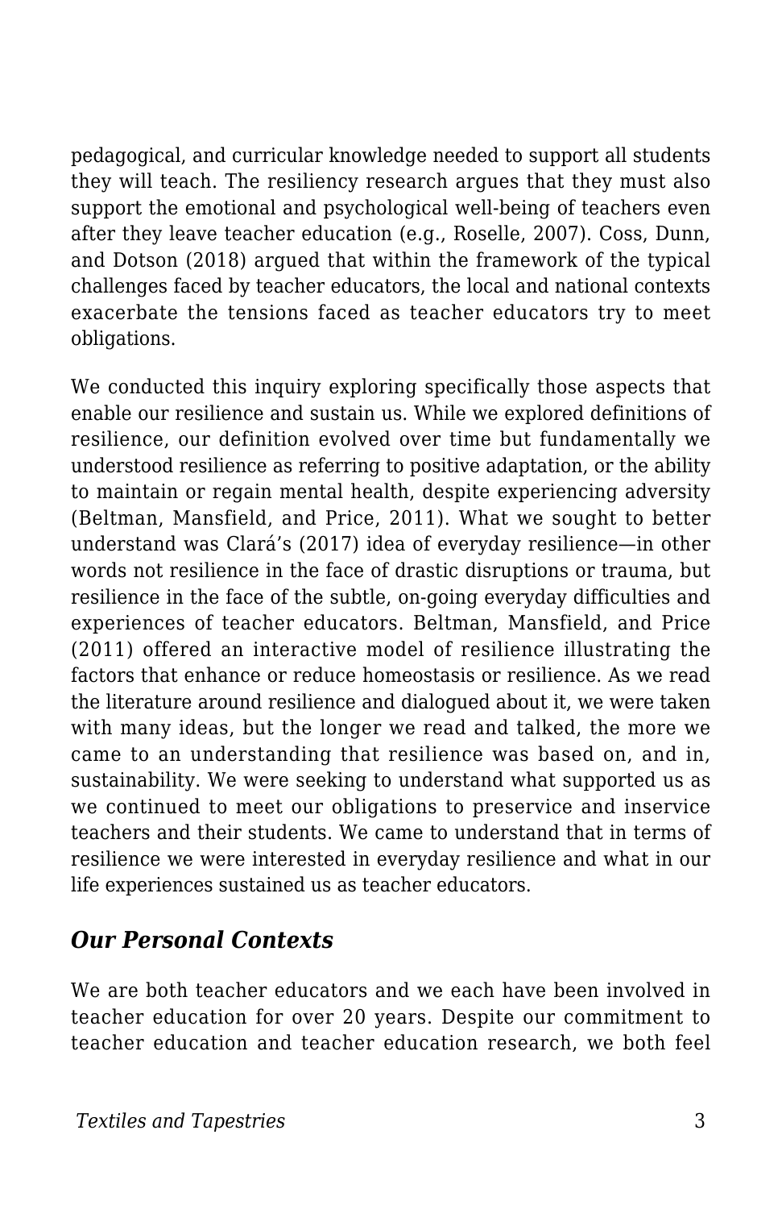pedagogical, and curricular knowledge needed to support all students they will teach. The resiliency research argues that they must also support the emotional and psychological well-being of teachers even after they leave teacher education (e.g., Roselle, 2007). Coss, Dunn, and Dotson (2018) argued that within the framework of the typical challenges faced by teacher educators, the local and national contexts exacerbate the tensions faced as teacher educators try to meet obligations.

We conducted this inquiry exploring specifically those aspects that enable our resilience and sustain us. While we explored definitions of resilience, our definition evolved over time but fundamentally we understood resilience as referring to positive adaptation, or the ability to maintain or regain mental health, despite experiencing adversity (Beltman, Mansfield, and Price, 2011). What we sought to better understand was Clará's (2017) idea of everyday resilience—in other words not resilience in the face of drastic disruptions or trauma, but resilience in the face of the subtle, on-going everyday difficulties and experiences of teacher educators. Beltman, Mansfield, and Price (2011) offered an interactive model of resilience illustrating the factors that enhance or reduce homeostasis or resilience. As we read the literature around resilience and dialogued about it, we were taken with many ideas, but the longer we read and talked, the more we came to an understanding that resilience was based on, and in, sustainability. We were seeking to understand what supported us as we continued to meet our obligations to preservice and inservice teachers and their students. We came to understand that in terms of resilience we were interested in everyday resilience and what in our life experiences sustained us as teacher educators.

### *Our Personal Contexts*

We are both teacher educators and we each have been involved in teacher education for over 20 years. Despite our commitment to teacher education and teacher education research, we both feel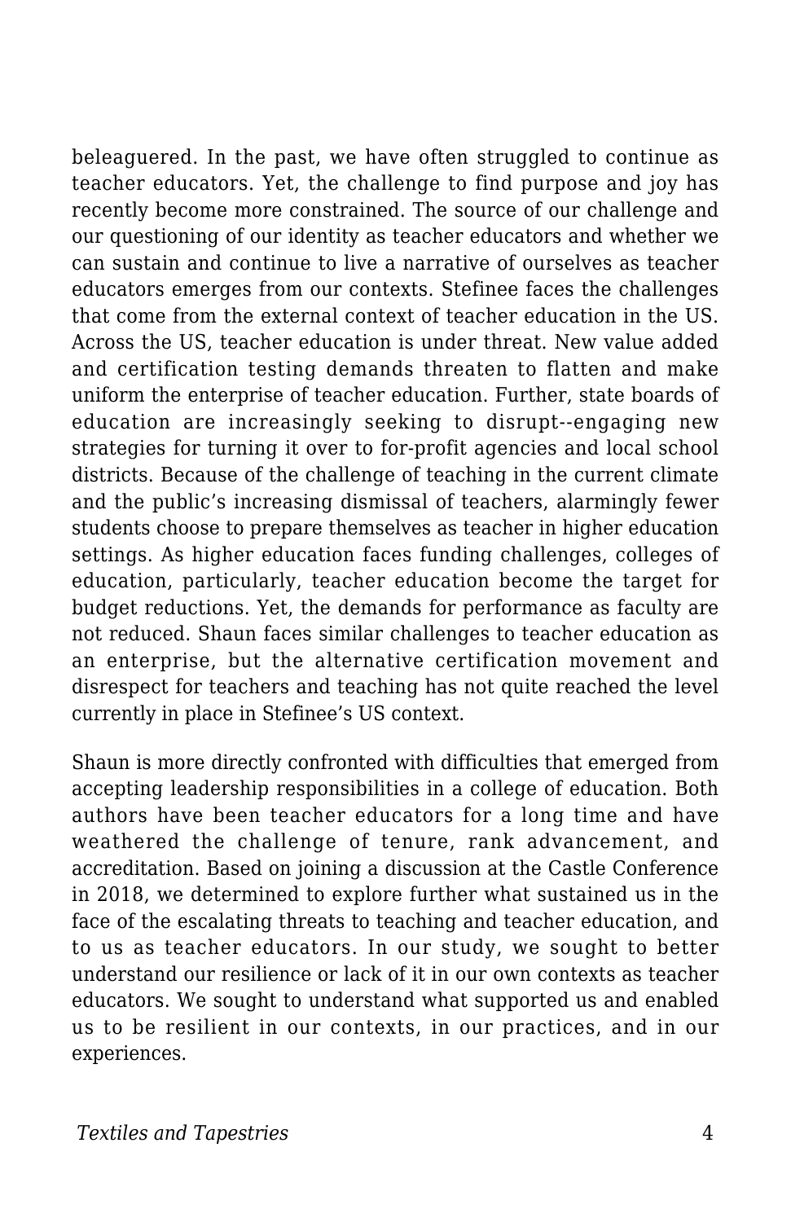beleaguered. In the past, we have often struggled to continue as teacher educators. Yet, the challenge to find purpose and joy has recently become more constrained. The source of our challenge and our questioning of our identity as teacher educators and whether we can sustain and continue to live a narrative of ourselves as teacher educators emerges from our contexts. Stefinee faces the challenges that come from the external context of teacher education in the US. Across the US, teacher education is under threat. New value added and certification testing demands threaten to flatten and make uniform the enterprise of teacher education. Further, state boards of education are increasingly seeking to disrupt--engaging new strategies for turning it over to for-profit agencies and local school districts. Because of the challenge of teaching in the current climate and the public's increasing dismissal of teachers, alarmingly fewer students choose to prepare themselves as teacher in higher education settings. As higher education faces funding challenges, colleges of education, particularly, teacher education become the target for budget reductions. Yet, the demands for performance as faculty are not reduced. Shaun faces similar challenges to teacher education as an enterprise, but the alternative certification movement and disrespect for teachers and teaching has not quite reached the level currently in place in Stefinee's US context.

Shaun is more directly confronted with difficulties that emerged from accepting leadership responsibilities in a college of education. Both authors have been teacher educators for a long time and have weathered the challenge of tenure, rank advancement, and accreditation. Based on joining a discussion at the Castle Conference in 2018, we determined to explore further what sustained us in the face of the escalating threats to teaching and teacher education, and to us as teacher educators. In our study, we sought to better understand our resilience or lack of it in our own contexts as teacher educators. We sought to understand what supported us and enabled us to be resilient in our contexts, in our practices, and in our experiences.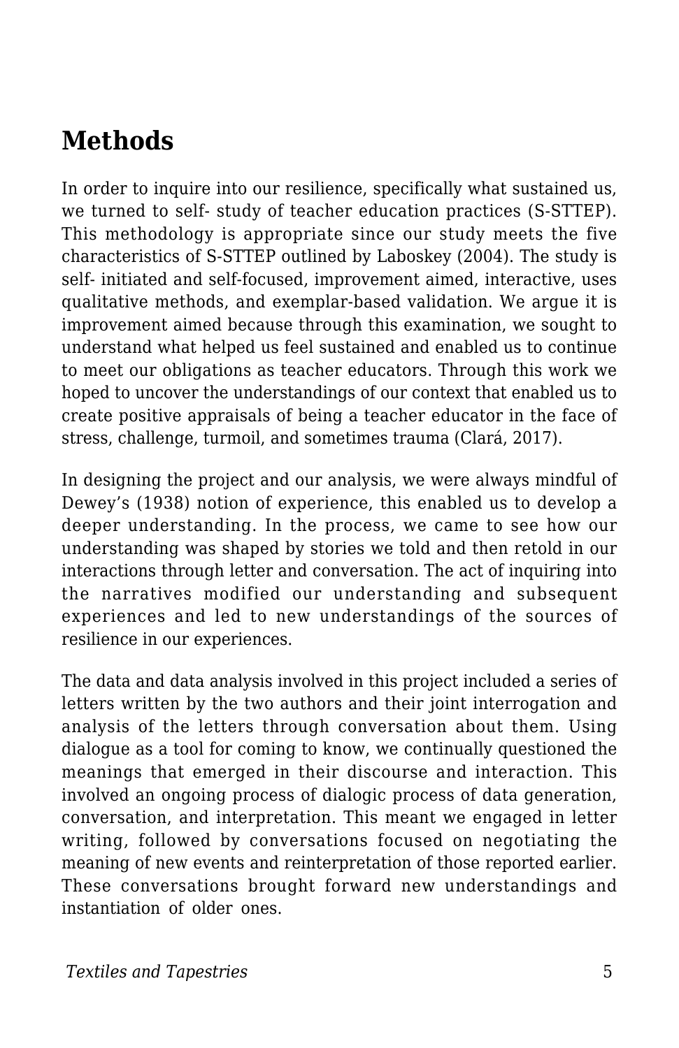## Methods

In order to inquire into our resilience, specifically what sustained us, we turned to self- study of teacher education practices (S-STTEP). This methodology is appropriate since our study meets the five characteristics of S-STTEP outlined by Laboskey (2004). The study is self- initiated and self-focused, improvement aimed, interactive, uses qualitative methods, and exemplar-based validation. We argue it is improvement aimed because through this examination, we sought to understand what helped us feel sustained and enabled us to continue to meet our obligations as teacher educators. Through this work we hoped to uncover the understandings of our context that enabled us to create positive appraisals of being a teacher educator in the face of stress, challenge, turmoil, and sometimes trauma (Clará, 2017).

In designing the project and our analysis, we were always mindful of Dewey's (1938) notion of experience, this enabled us to develop a deeper understanding. In the process, we came to see how our understanding was shaped by stories we told and then retold in our interactions through letter and conversation. The act of inquiring into the narratives modified our understanding and subsequent experiences and led to new understandings of the sources of resilience in our experiences.

The data and data analysis involved in this project included a series of letters written by the two authors and their joint interrogation and analysis of the letters through conversation about them. Using dialogue as a tool for coming to know, we continually questioned the meanings that emerged in their discourse and interaction. This involved an ongoing process of dialogic process of data generation, conversation, and interpretation. This meant we engaged in letter writing, followed by conversations focused on negotiating the meaning of new events and reinterpretation of those reported earlier. These conversations brought forward new understandings and instantiation of older ones.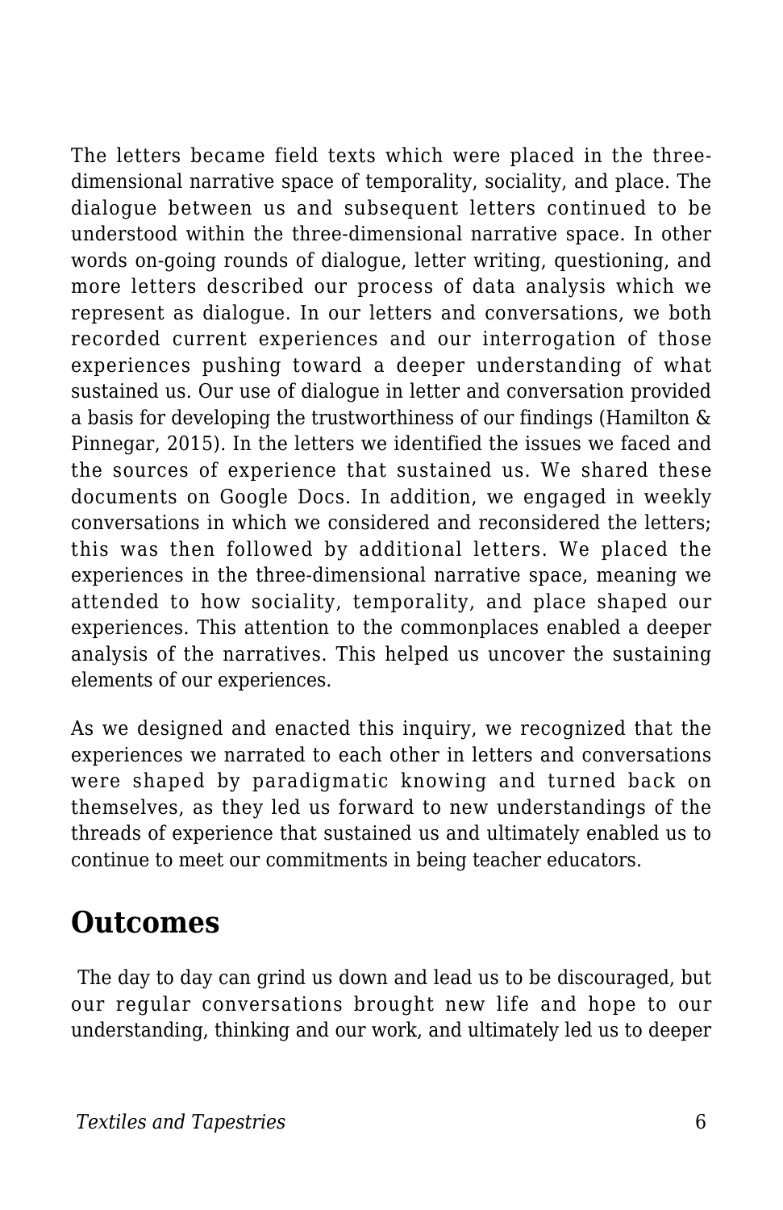The letters became field texts which were placed in the three-dimensional narrative space of temporality, sociality, and place. The dialogue between us and subsequent letters continued to be understood within the three-dimensional narrative space. In other words on-going rounds of dialogue, letter writing, questioning, and more letters described our process of data analysis which we represent as dialogue. In our letters and conversations, we both recorded current experiences and our interrogation of those experiences pushing toward a deeper understanding of what sustained us. Our use of dialogue in letter and conversation provided a basis for developing the trustworthiness of our findings (Hamilton & Pinnegar, 2015). In the letters we identified the issues we faced and the sources of experience that sustained us. We shared these documents on Google Docs. In addition, we engaged in weekly conversations in which we considered and reconsidered the letters; this was then followed by additional letters. We placed the experiences in the three-dimensional narrative space, meaning we attended to how sociality, temporality, and place shaped our experiences. This attention to the commonplaces enabled a deeper analysis of the narratives. This helped us uncover the sustaining elements of our experiences.

As we designed and enacted this inquiry, we recognized that the experiences we narrated to each other in letters and conversations were shaped by paradigmatic knowing and turned back on themselves, as they led us forward to new understandings of the threads of experience that sustained us and ultimately enabled us to continue to meet our commitments in being teacher educators.

## Outcomes

The day to day can grind us down and lead us to be discouraged, but our regular conversations brought new life and hope to our understanding, thinking and our work, and ultimately led us to deeper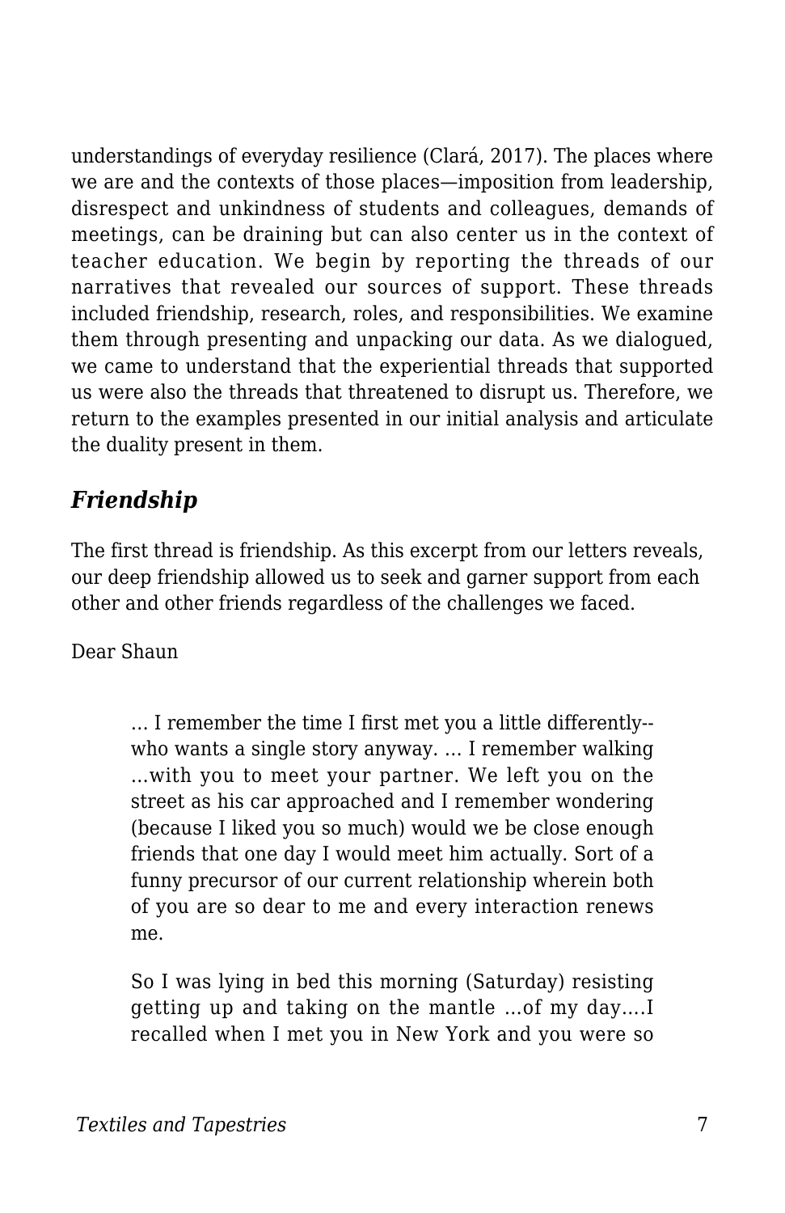understandings of everyday resilience (Clará, 2017). The places where we are and the contexts of those places—imposition from leadership, disrespect and unkindness of students and colleagues, demands of meetings, can be draining but can also center us in the context of teacher education. We begin by reporting the threads of our narratives that revealed our sources of support. These threads included friendship, research, roles, and responsibilities. We examine them through presenting and unpacking our data. As we dialogued, we came to understand that the experiential threads that supported us were also the threads that threatened to disrupt us. Therefore, we return to the examples presented in our initial analysis and articulate the duality present in them.

## *Friendship*

The first thread is friendship. As this excerpt from our letters reveals, our deep friendship allowed us to seek and garner support from each other and other friends regardless of the challenges we faced.

Dear Shaun

> … I remember the time I first met you a little differently--who wants a single story anyway. … I remember walking …with you to meet your partner. We left you on the street as his car approached and I remember wondering (because I liked you so much) would we be close enough friends that one day I would meet him actually. Sort of a funny precursor of our current relationship wherein both of you are so dear to me and every interaction renews me.
>
> So I was lying in bed this morning (Saturday) resisting getting up and taking on the mantle …of my day….I recalled when I met you in New York and you were so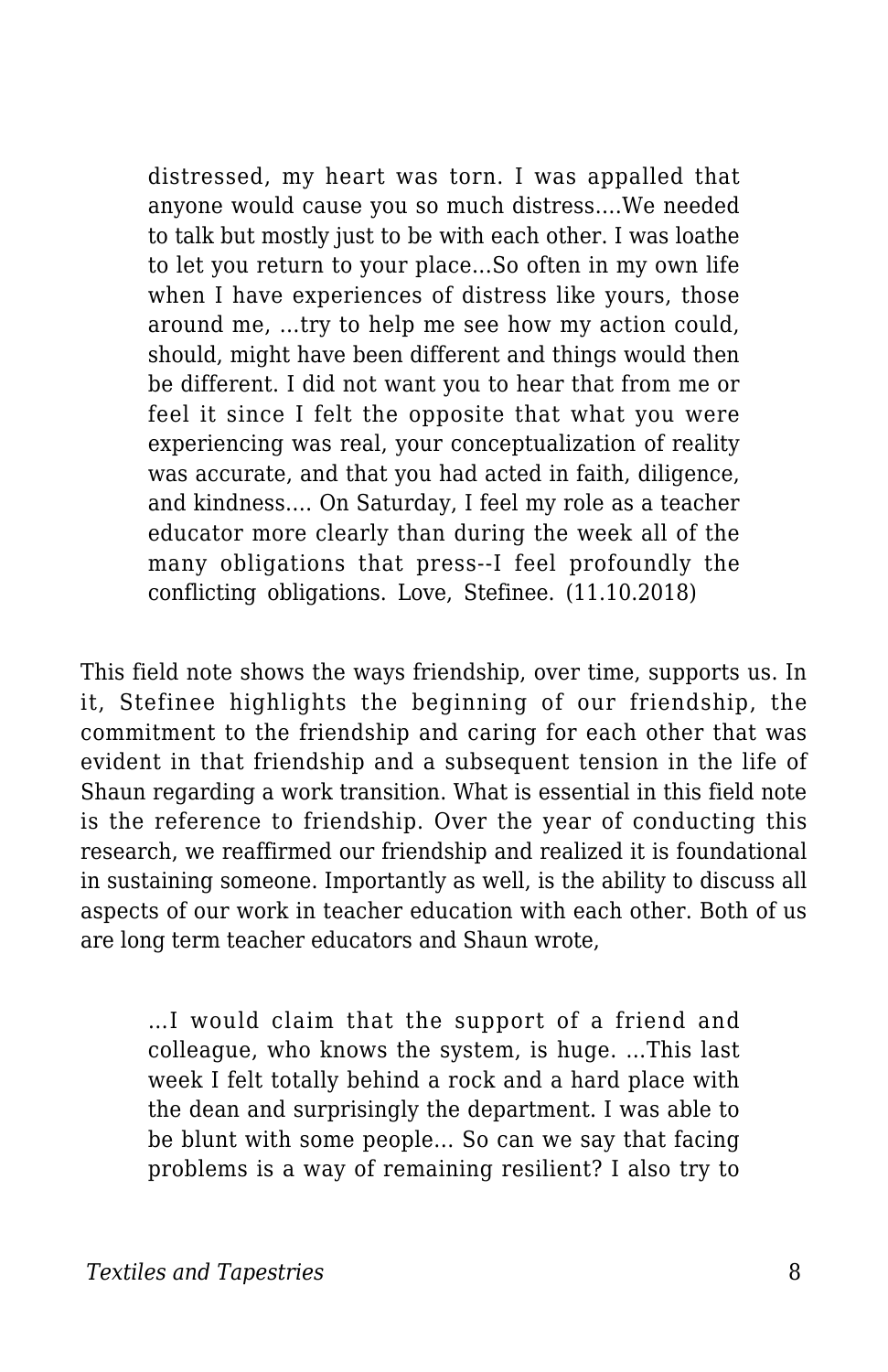> distressed, my heart was torn. I was appalled that anyone would cause you so much distress….We needed to talk but mostly just to be with each other. I was loathe to let you return to your place…So often in my own life when I have experiences of distress like yours, those around me, …try to help me see how my action could, should, might have been different and things would then be different. I did not want you to hear that from me or feel it since I felt the opposite that what you were experiencing was real, your conceptualization of reality was accurate, and that you had acted in faith, diligence, and kindness…. On Saturday, I feel my role as a teacher educator more clearly than during the week all of the many obligations that press--I feel profoundly the conflicting obligations. Love, Stefinee. (11.10.2018)

This field note shows the ways friendship, over time, supports us. In it, Stefinee highlights the beginning of our friendship, the commitment to the friendship and caring for each other that was evident in that friendship and a subsequent tension in the life of Shaun regarding a work transition. What is essential in this field note is the reference to friendship. Over the year of conducting this research, we reaffirmed our friendship and realized it is foundational in sustaining someone. Importantly as well, is the ability to discuss all aspects of our work in teacher education with each other. Both of us are long term teacher educators and Shaun wrote,

> …I would claim that the support of a friend and colleague, who knows the system, is huge. …This last week I felt totally behind a rock and a hard place with the dean and surprisingly the department. I was able to be blunt with some people… So can we say that facing problems is a way of remaining resilient? I also try to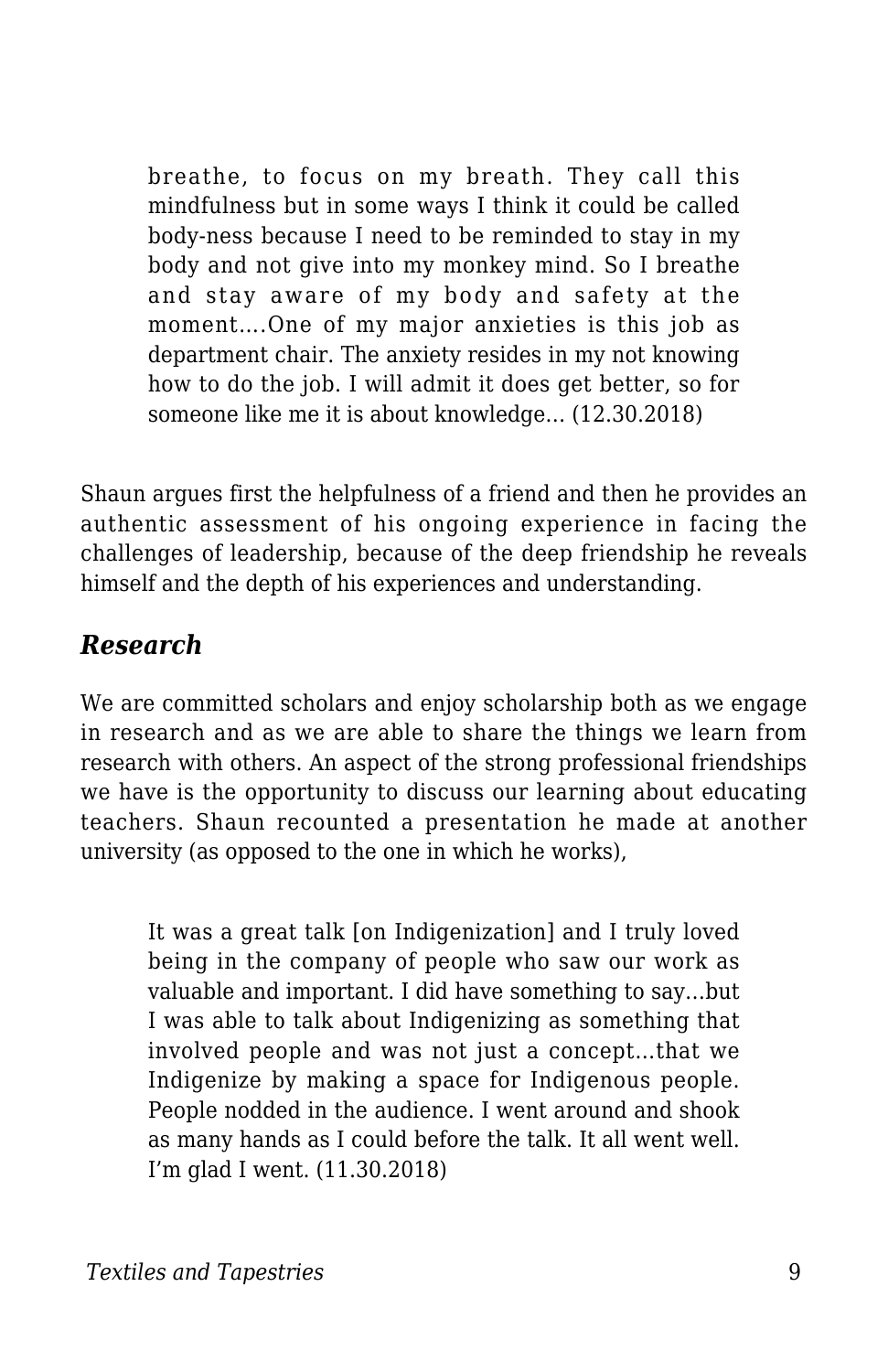> breathe, to focus on my breath. They call this mindfulness but in some ways I think it could be called body-ness because I need to be reminded to stay in my body and not give into my monkey mind. So I breathe and stay aware of my body and safety at the moment….One of my major anxieties is this job as department chair. The anxiety resides in my not knowing how to do the job. I will admit it does get better, so for someone like me it is about knowledge… (12.30.2018)

Shaun argues first the helpfulness of a friend and then he provides an authentic assessment of his ongoing experience in facing the challenges of leadership, because of the deep friendship he reveals himself and the depth of his experiences and understanding.

### *Research*

We are committed scholars and enjoy scholarship both as we engage in research and as we are able to share the things we learn from research with others. An aspect of the strong professional friendships we have is the opportunity to discuss our learning about educating teachers. Shaun recounted a presentation he made at another university (as opposed to the one in which he works),

> It was a great talk [on Indigenization] and I truly loved being in the company of people who saw our work as valuable and important. I did have something to say…but I was able to talk about Indigenizing as something that involved people and was not just a concept…that we Indigenize by making a space for Indigenous people. People nodded in the audience. I went around and shook as many hands as I could before the talk. It all went well. I'm glad I went. (11.30.2018)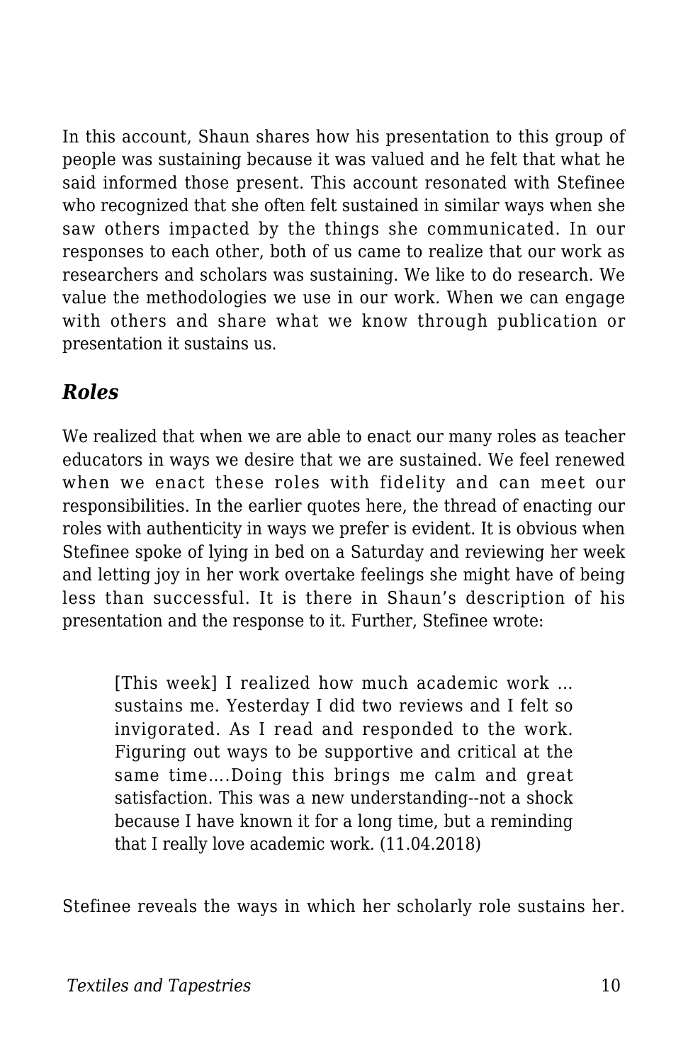In this account, Shaun shares how his presentation to this group of people was sustaining because it was valued and he felt that what he said informed those present. This account resonated with Stefinee who recognized that she often felt sustained in similar ways when she saw others impacted by the things she communicated. In our responses to each other, both of us came to realize that our work as researchers and scholars was sustaining. We like to do research. We value the methodologies we use in our work. When we can engage with others and share what we know through publication or presentation it sustains us.

### *Roles*

We realized that when we are able to enact our many roles as teacher educators in ways we desire that we are sustained. We feel renewed when we enact these roles with fidelity and can meet our responsibilities. In the earlier quotes here, the thread of enacting our roles with authenticity in ways we prefer is evident. It is obvious when Stefinee spoke of lying in bed on a Saturday and reviewing her week and letting joy in her work overtake feelings she might have of being less than successful. It is there in Shaun's description of his presentation and the response to it. Further, Stefinee wrote:

> [This week] I realized how much academic work … sustains me. Yesterday I did two reviews and I felt so invigorated. As I read and responded to the work. Figuring out ways to be supportive and critical at the same time….Doing this brings me calm and great satisfaction. This was a new understanding--not a shock because I have known it for a long time, but a reminding that I really love academic work. (11.04.2018)

Stefinee reveals the ways in which her scholarly role sustains her.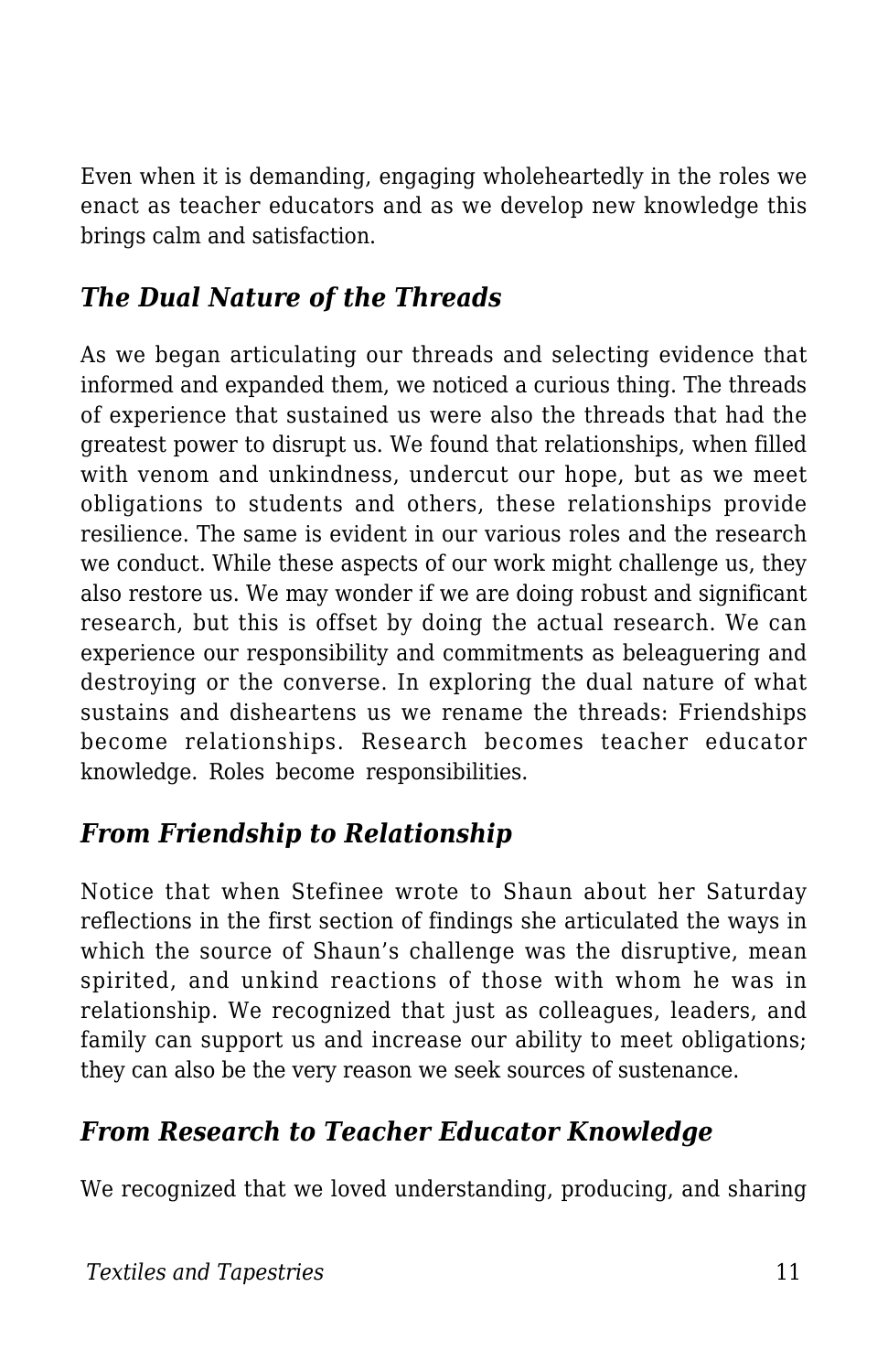Even when it is demanding, engaging wholeheartedly in the roles we enact as teacher educators and as we develop new knowledge this brings calm and satisfaction.

### *The Dual Nature of the Threads*

As we began articulating our threads and selecting evidence that informed and expanded them, we noticed a curious thing. The threads of experience that sustained us were also the threads that had the greatest power to disrupt us. We found that relationships, when filled with venom and unkindness, undercut our hope, but as we meet obligations to students and others, these relationships provide resilience. The same is evident in our various roles and the research we conduct. While these aspects of our work might challenge us, they also restore us. We may wonder if we are doing robust and significant research, but this is offset by doing the actual research. We can experience our responsibility and commitments as beleaguering and destroying or the converse. In exploring the dual nature of what sustains and disheartens us we rename the threads: Friendships become relationships. Research becomes teacher educator knowledge. Roles become responsibilities.

### *From Friendship to Relationship*

Notice that when Stefinee wrote to Shaun about her Saturday reflections in the first section of findings she articulated the ways in which the source of Shaun's challenge was the disruptive, mean spirited, and unkind reactions of those with whom he was in relationship. We recognized that just as colleagues, leaders, and family can support us and increase our ability to meet obligations; they can also be the very reason we seek sources of sustenance.

### *From Research to Teacher Educator Knowledge*

We recognized that we loved understanding, producing, and sharing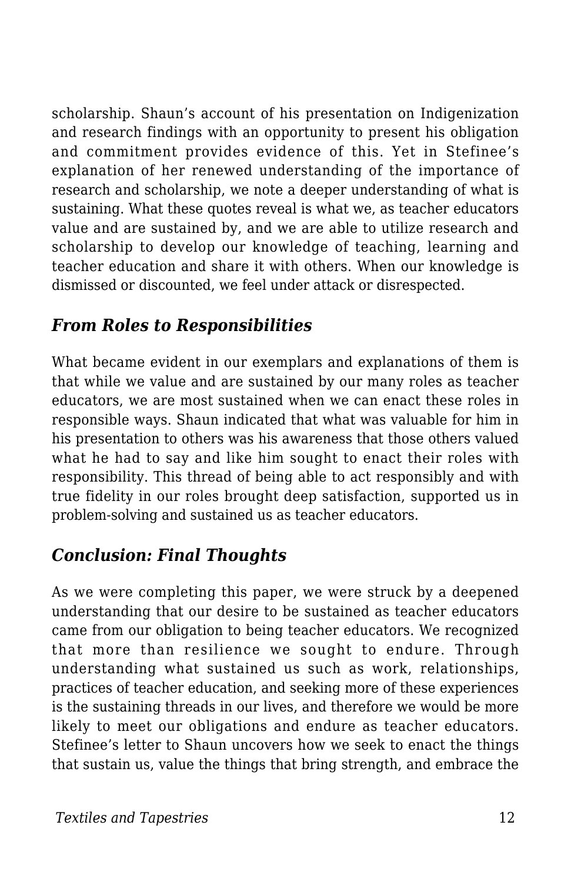scholarship. Shaun's account of his presentation on Indigenization and research findings with an opportunity to present his obligation and commitment provides evidence of this. Yet in Stefinee's explanation of her renewed understanding of the importance of research and scholarship, we note a deeper understanding of what is sustaining. What these quotes reveal is what we, as teacher educators value and are sustained by, and we are able to utilize research and scholarship to develop our knowledge of teaching, learning and teacher education and share it with others. When our knowledge is dismissed or discounted, we feel under attack or disrespected.

## *From Roles to Responsibilities*

What became evident in our exemplars and explanations of them is that while we value and are sustained by our many roles as teacher educators, we are most sustained when we can enact these roles in responsible ways. Shaun indicated that what was valuable for him in his presentation to others was his awareness that those others valued what he had to say and like him sought to enact their roles with responsibility. This thread of being able to act responsibly and with true fidelity in our roles brought deep satisfaction, supported us in problem-solving and sustained us as teacher educators.

## *Conclusion: Final Thoughts*

As we were completing this paper, we were struck by a deepened understanding that our desire to be sustained as teacher educators came from our obligation to being teacher educators. We recognized that more than resilience we sought to endure. Through understanding what sustained us such as work, relationships, practices of teacher education, and seeking more of these experiences is the sustaining threads in our lives, and therefore we would be more likely to meet our obligations and endure as teacher educators. Stefinee's letter to Shaun uncovers how we seek to enact the things that sustain us, value the things that bring strength, and embrace the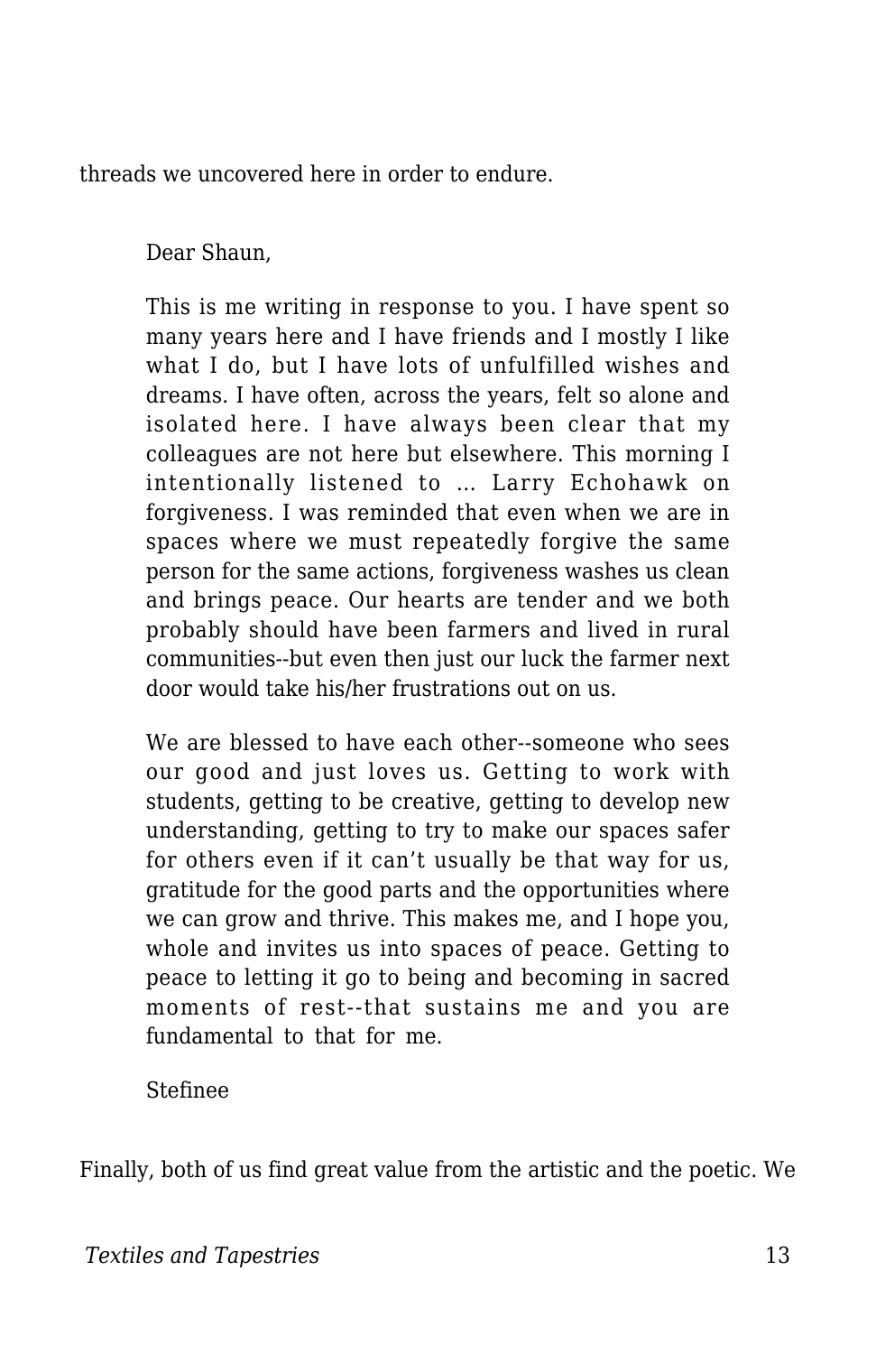threads we uncovered here in order to endure.

> Dear Shaun,
>
> This is me writing in response to you. I have spent so many years here and I have friends and I mostly I like what I do, but I have lots of unfulfilled wishes and dreams. I have often, across the years, felt so alone and isolated here. I have always been clear that my colleagues are not here but elsewhere. This morning I intentionally listened to … Larry Echohawk on forgiveness. I was reminded that even when we are in spaces where we must repeatedly forgive the same person for the same actions, forgiveness washes us clean and brings peace. Our hearts are tender and we both probably should have been farmers and lived in rural communities--but even then just our luck the farmer next door would take his/her frustrations out on us.
>
> We are blessed to have each other--someone who sees our good and just loves us. Getting to work with students, getting to be creative, getting to develop new understanding, getting to try to make our spaces safer for others even if it can't usually be that way for us, gratitude for the good parts and the opportunities where we can grow and thrive. This makes me, and I hope you, whole and invites us into spaces of peace. Getting to peace to letting it go to being and becoming in sacred moments of rest--that sustains me and you are fundamental to that for me.
>
> Stefinee

Finally, both of us find great value from the artistic and the poetic. We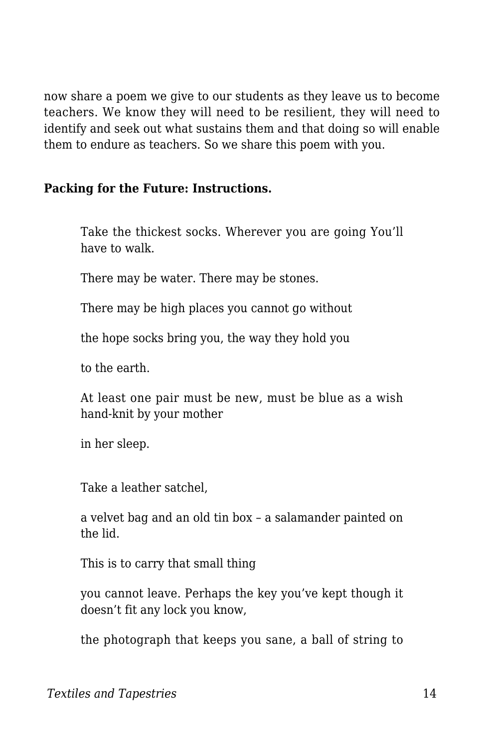now share a poem we give to our students as they leave us to become teachers. We know they will need to be resilient, they will need to identify and seek out what sustains them and that doing so will enable them to endure as teachers. So we share this poem with you.

**Packing for the Future: Instructions.**

> Take the thickest socks. Wherever you are going You'll have to walk.
>
> There may be water. There may be stones.
>
> There may be high places you cannot go without
>
> the hope socks bring you, the way they hold you
>
> to the earth.
>
> At least one pair must be new, must be blue as a wish hand-knit by your mother
>
> in her sleep.
>
> Take a leather satchel,
>
> a velvet bag and an old tin box – a salamander painted on the lid.
>
> This is to carry that small thing
>
> you cannot leave. Perhaps the key you've kept though it doesn't fit any lock you know,
>
> the photograph that keeps you sane, a ball of string to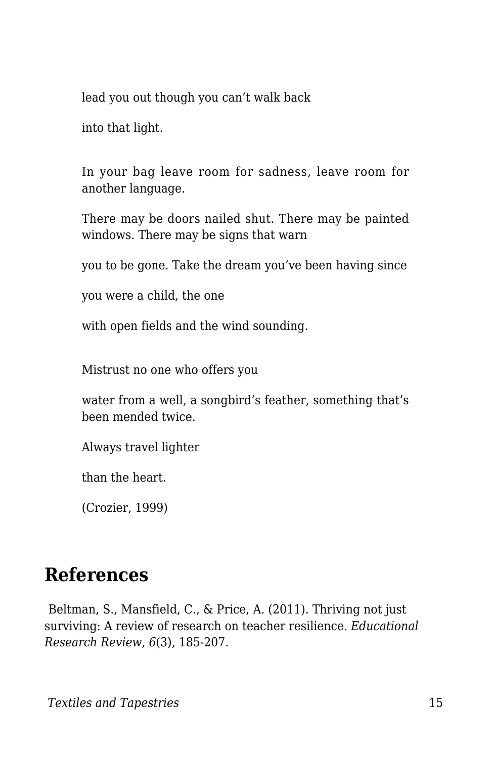lead you out though you can't walk back

into that light.

In your bag leave room for sadness, leave room for another language.

There may be doors nailed shut. There may be painted windows. There may be signs that warn

you to be gone. Take the dream you've been having since

you were a child, the one

with open fields and the wind sounding.

Mistrust no one who offers you

water from a well, a songbird's feather, something that's been mended twice.

Always travel lighter

than the heart.

(Crozier, 1999)

## References

Beltman, S., Mansfield, C., & Price, A. (2011). Thriving not just surviving: A review of research on teacher resilience. *Educational Research Review*, *6*(3), 185-207.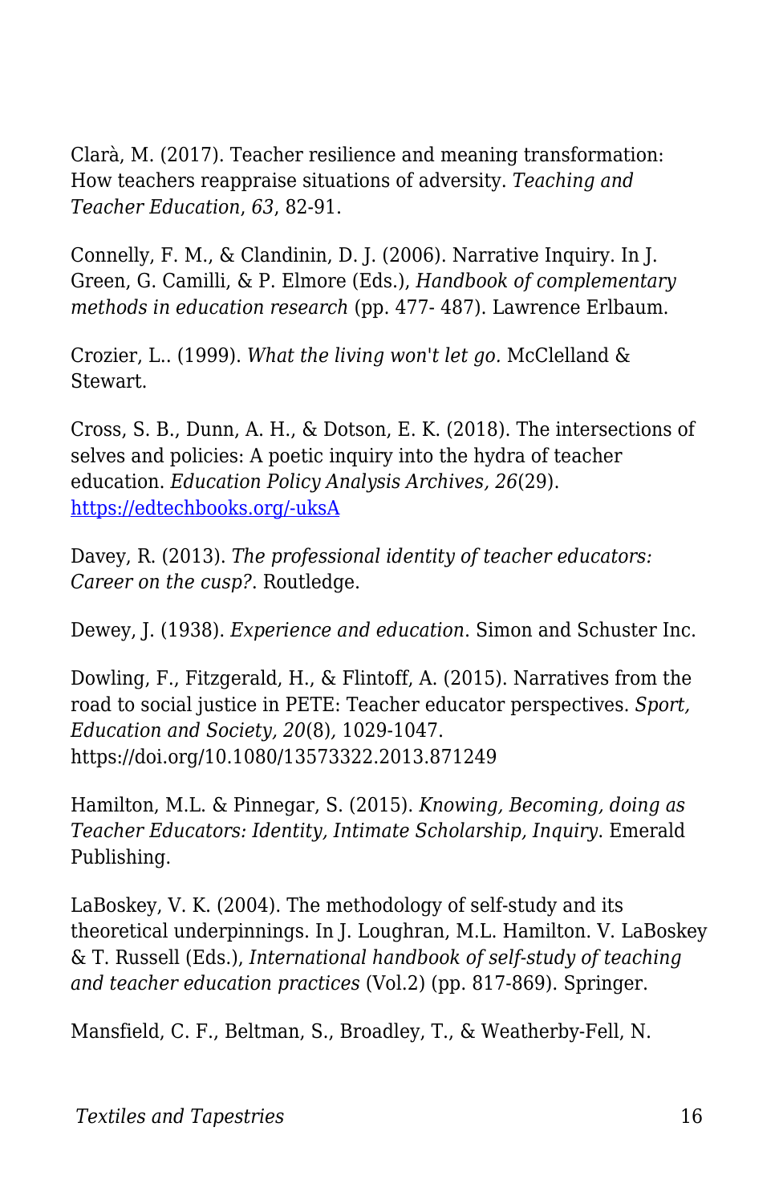Clarà, M. (2017). Teacher resilience and meaning transformation: How teachers reappraise situations of adversity. *Teaching and Teacher Education*, *63*, 82-91.

Connelly, F. M., & Clandinin, D. J. (2006). Narrative Inquiry. In J. Green, G. Camilli, & P. Elmore (Eds.), *Handbook of complementary methods in education research* (pp. 477- 487). Lawrence Erlbaum.

Crozier, L.. (1999). *What the living won't let go.* McClelland & Stewart.

Cross, S. B., Dunn, A. H., & Dotson, E. K. (2018). The intersections of selves and policies: A poetic inquiry into the hydra of teacher education. *Education Policy Analysis Archives, 26*(29). [https://edtechbooks.org/-uksA](https://edtechbooks.org/-uksA)

Davey, R. (2013). *The professional identity of teacher educators: Career on the cusp?*. Routledge.

Dewey, J. (1938). *Experience and education*. Simon and Schuster Inc.

Dowling, F., Fitzgerald, H., & Flintoff, A. (2015). Narratives from the road to social justice in PETE: Teacher educator perspectives. *Sport, Education and Society, 20*(8), 1029-1047. https://doi.org/10.1080/13573322.2013.871249

Hamilton, M.L. & Pinnegar, S. (2015). *Knowing, Becoming, doing as Teacher Educators: Identity, Intimate Scholarship, Inquiry*. Emerald Publishing.

LaBoskey, V. K. (2004). The methodology of self-study and its theoretical underpinnings. In J. Loughran, M.L. Hamilton. V. LaBoskey & T. Russell (Eds.), *International handbook of self-study of teaching and teacher education practices* (Vol.2) (pp. 817-869). Springer.

Mansfield, C. F., Beltman, S., Broadley, T., & Weatherby-Fell, N.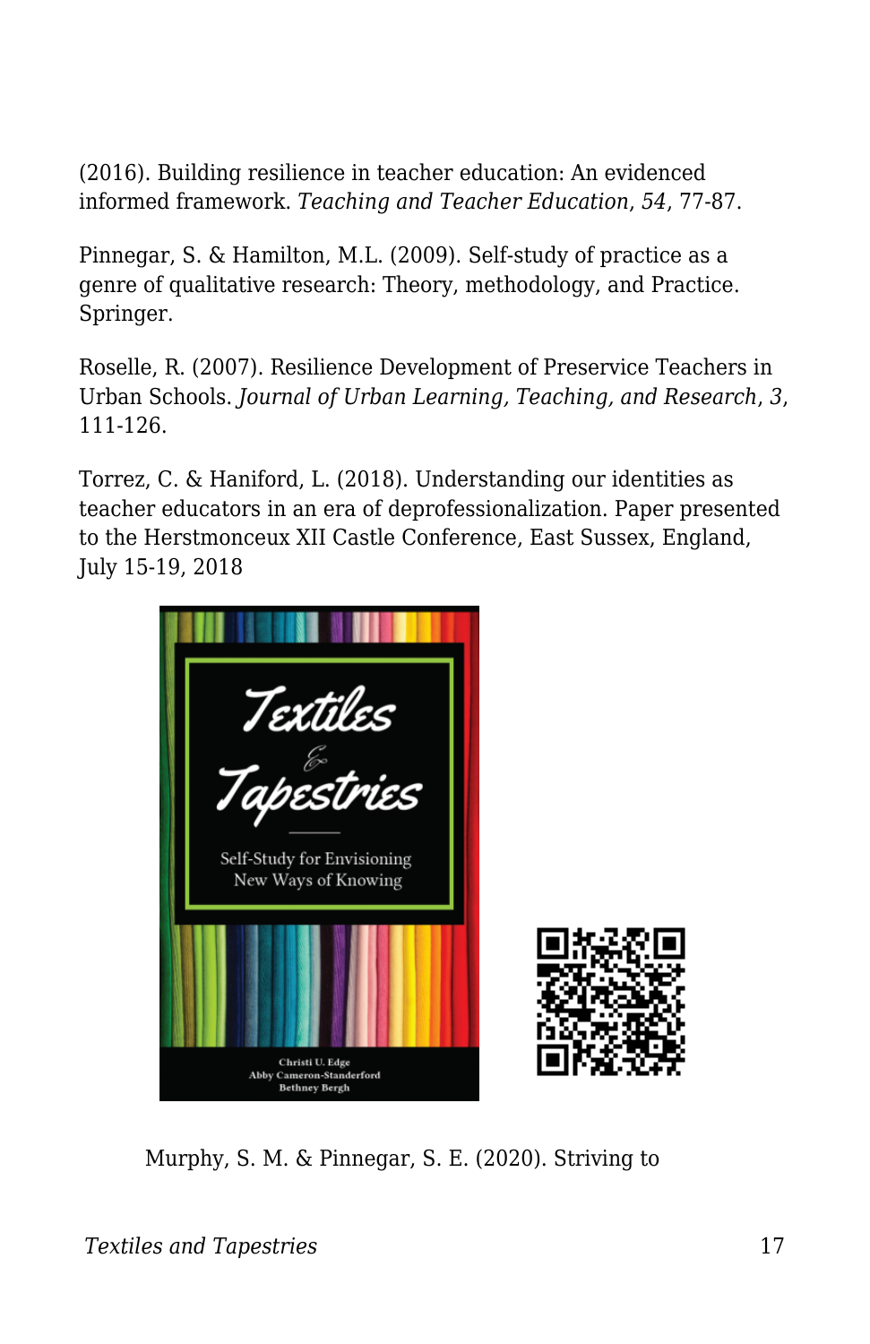(2016). Building resilience in teacher education: An evidenced informed framework. *Teaching and Teacher Education*, *54*, 77-87.

Pinnegar, S. & Hamilton, M.L. (2009). Self-study of practice as a genre of qualitative research: Theory, methodology, and Practice. Springer.

Roselle, R. (2007). Resilience Development of Preservice Teachers in Urban Schools. *Journal of Urban Learning, Teaching, and Research*, *3*, 111-126.

Torrez, C. & Haniford, L. (2018). Understanding our identities as teacher educators in an era of deprofessionalization. Paper presented to the Herstmonceux XII Castle Conference, East Sussex, England, July 15-19, 2018

Murphy, S. M. & Pinnegar, S. E. (2020). Striving to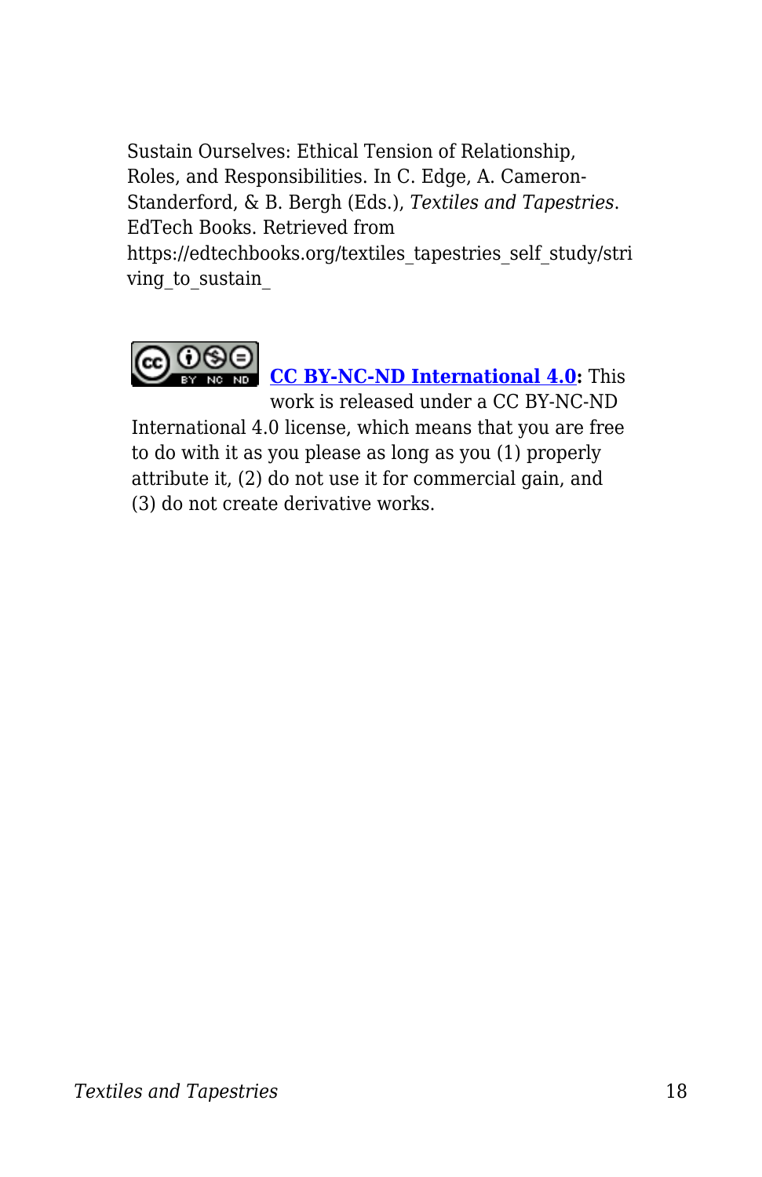Sustain Ourselves: Ethical Tension of Relationship, Roles, and Responsibilities. In C. Edge, A. Cameron-Standerford, & B. Bergh (Eds.), *Textiles and Tapestries*. EdTech Books. Retrieved from https://edtechbooks.org/textiles_tapestries_self_study/striving_to_sustain_

**CC BY-NC-ND International 4.0:** This work is released under a CC BY-NC-ND International 4.0 license, which means that you are free to do with it as you please as long as you (1) properly attribute it, (2) do not use it for commercial gain, and (3) do not create derivative works.